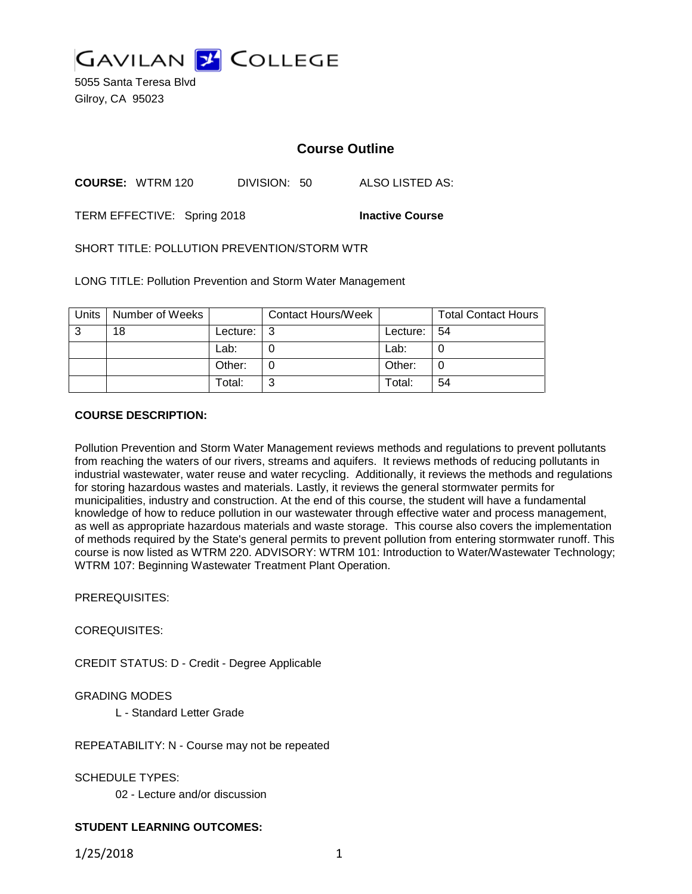GAVILAN COLLEGE

5055 Santa Teresa Blvd
Gilroy, CA 95023

# Course Outline

**COURSE:** WTRM 120 DIVISION: 50 ALSO LISTED AS:

TERM EFFECTIVE: Spring 2018 **Inactive Course**

SHORT TITLE: POLLUTION PREVENTION/STORM WTR

LONG TITLE: Pollution Prevention and Storm Water Management

| Units | Number of Weeks | | Contact Hours/Week | | Total Contact Hours |
|---|---|---|---|---|---|
| 3 | 18 | Lecture: | 3 | Lecture: | 54 |
| | | Lab: | 0 | Lab: | 0 |
| | | Other: | 0 | Other: | 0 |
| | | Total: | 3 | Total: | 54 |

**COURSE DESCRIPTION:**

Pollution Prevention and Storm Water Management reviews methods and regulations to prevent pollutants from reaching the waters of our rivers, streams and aquifers. It reviews methods of reducing pollutants in industrial wastewater, water reuse and water recycling. Additionally, it reviews the methods and regulations for storing hazardous wastes and materials. Lastly, it reviews the general stormwater permits for municipalities, industry and construction. At the end of this course, the student will have a fundamental knowledge of how to reduce pollution in our wastewater through effective water and process management, as well as appropriate hazardous materials and waste storage. This course also covers the implementation of methods required by the State's general permits to prevent pollution from entering stormwater runoff. This course is now listed as WTRM 220. ADVISORY: WTRM 101: Introduction to Water/Wastewater Technology; WTRM 107: Beginning Wastewater Treatment Plant Operation.

PREREQUISITES:

COREQUISITES:

CREDIT STATUS: D - Credit - Degree Applicable

GRADING MODES

L - Standard Letter Grade

REPEATABILITY: N - Course may not be repeated

SCHEDULE TYPES:

02 - Lecture and/or discussion

**STUDENT LEARNING OUTCOMES:**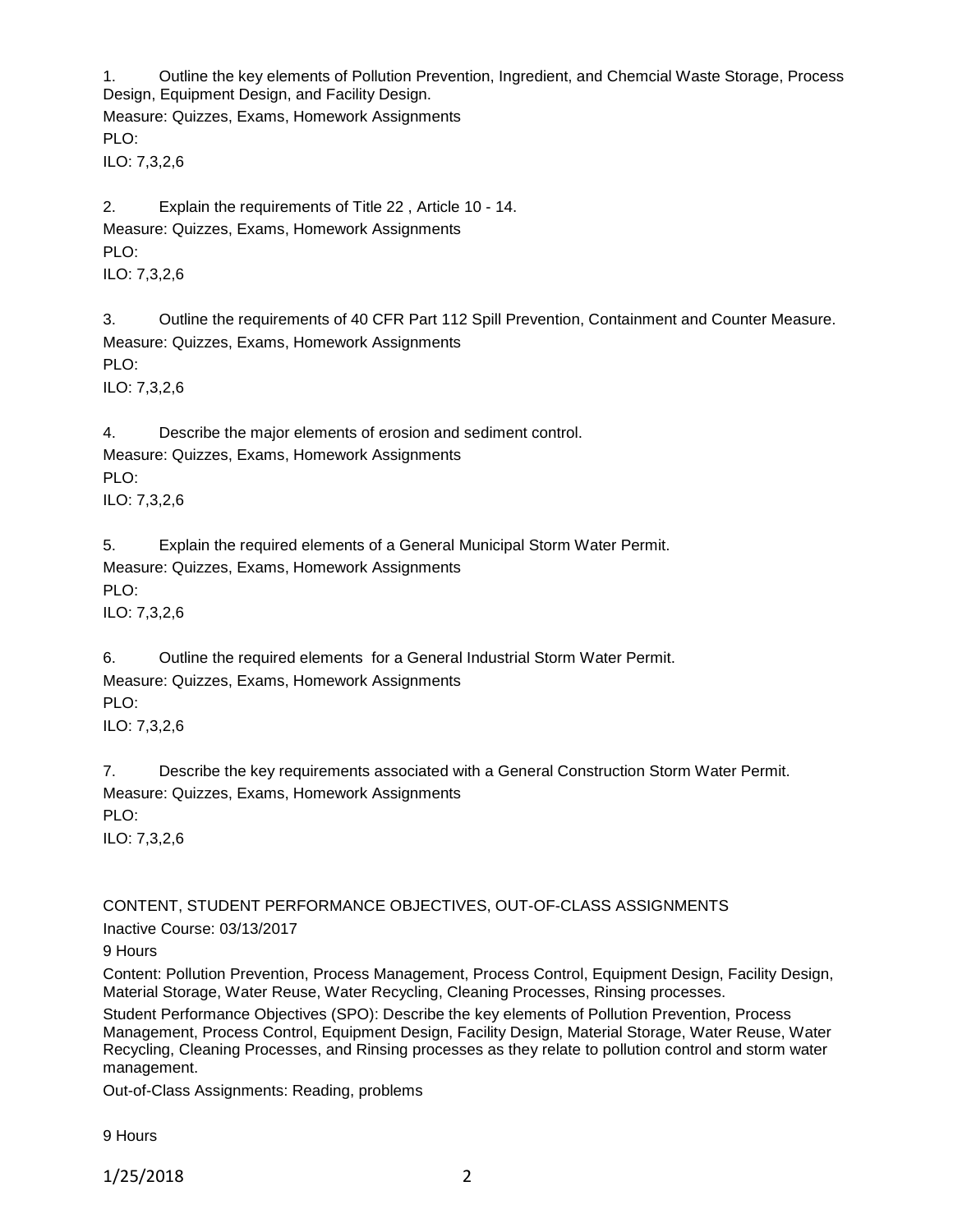1. Outline the key elements of Pollution Prevention, Ingredient, and Chemcial Waste Storage, Process Design, Equipment Design, and Facility Design.
Measure: Quizzes, Exams, Homework Assignments
PLO:
ILO: 7,3,2,6

2. Explain the requirements of Title 22 , Article 10 - 14.
Measure: Quizzes, Exams, Homework Assignments
PLO:
ILO: 7,3,2,6

3. Outline the requirements of 40 CFR Part 112 Spill Prevention, Containment and Counter Measure.
Measure: Quizzes, Exams, Homework Assignments
PLO:
ILO: 7,3,2,6

4. Describe the major elements of erosion and sediment control.
Measure: Quizzes, Exams, Homework Assignments
PLO:
ILO: 7,3,2,6

5. Explain the required elements of a General Municipal Storm Water Permit.
Measure: Quizzes, Exams, Homework Assignments
PLO:
ILO: 7,3,2,6

6. Outline the required elements for a General Industrial Storm Water Permit.
Measure: Quizzes, Exams, Homework Assignments
PLO:
ILO: 7,3,2,6

7. Describe the key requirements associated with a General Construction Storm Water Permit.
Measure: Quizzes, Exams, Homework Assignments
PLO:
ILO: 7,3,2,6

CONTENT, STUDENT PERFORMANCE OBJECTIVES, OUT-OF-CLASS ASSIGNMENTS

Inactive Course: 03/13/2017

9 Hours

Content: Pollution Prevention, Process Management, Process Control, Equipment Design, Facility Design, Material Storage, Water Reuse, Water Recycling, Cleaning Processes, Rinsing processes.

Student Performance Objectives (SPO): Describe the key elements of Pollution Prevention, Process Management, Process Control, Equipment Design, Facility Design, Material Storage, Water Reuse, Water Recycling, Cleaning Processes, and Rinsing processes as they relate to pollution control and storm water management.

Out-of-Class Assignments: Reading, problems

9 Hours

1/25/2018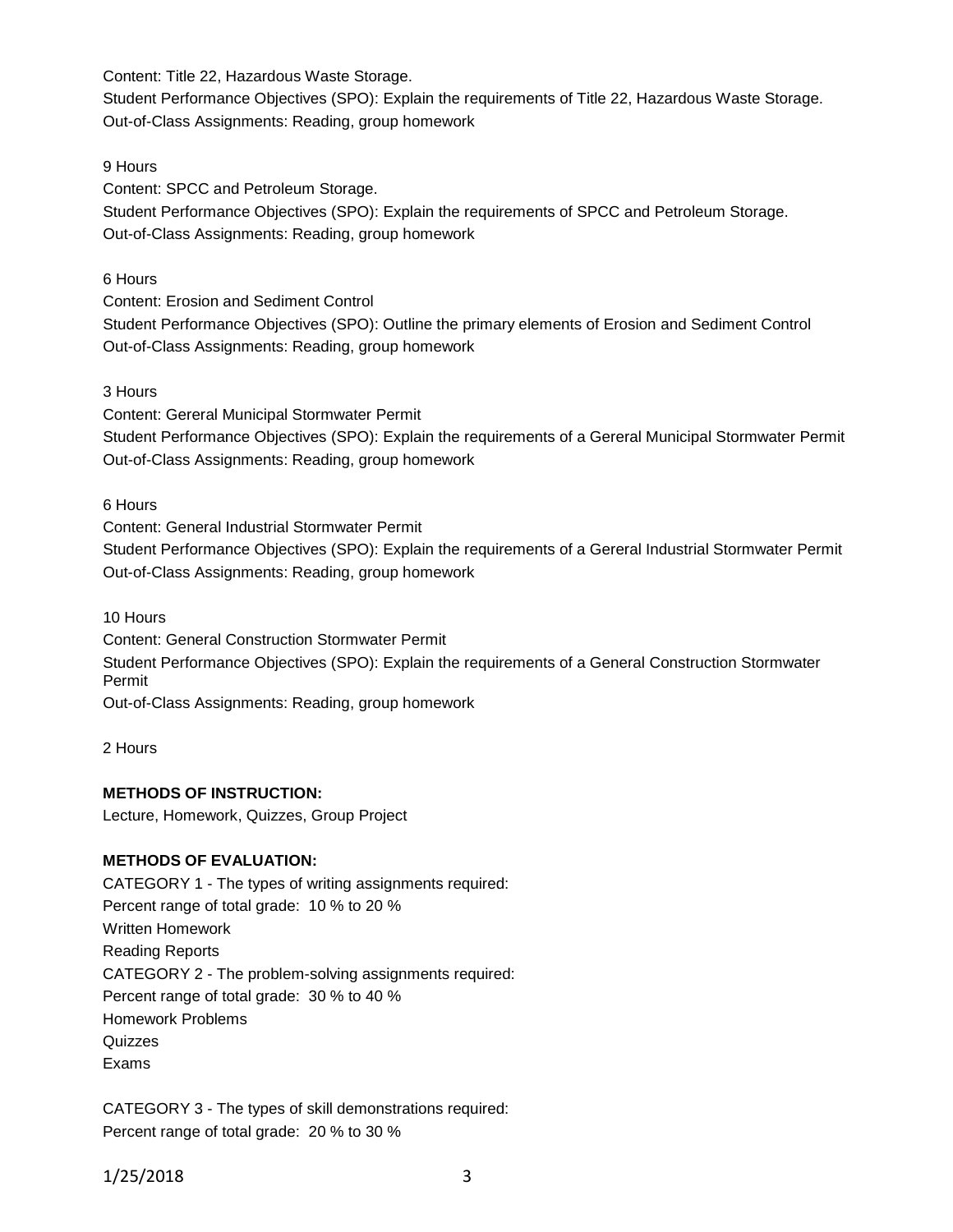Content: Title 22, Hazardous Waste Storage.
Student Performance Objectives (SPO): Explain the requirements of Title 22, Hazardous Waste Storage.
Out-of-Class Assignments: Reading, group homework

9 Hours
Content: SPCC and Petroleum Storage.
Student Performance Objectives (SPO): Explain the requirements of SPCC and Petroleum Storage.
Out-of-Class Assignments: Reading, group homework

6 Hours
Content: Erosion and Sediment Control
Student Performance Objectives (SPO): Outline the primary elements of Erosion and Sediment Control
Out-of-Class Assignments: Reading, group homework

3 Hours
Content: Gereral Municipal Stormwater Permit
Student Performance Objectives (SPO): Explain the requirements of a Gereral Municipal Stormwater Permit
Out-of-Class Assignments: Reading, group homework

6 Hours
Content: General Industrial Stormwater Permit
Student Performance Objectives (SPO): Explain the requirements of a Gereral Industrial Stormwater Permit
Out-of-Class Assignments: Reading, group homework

10 Hours
Content: General Construction Stormwater Permit
Student Performance Objectives (SPO): Explain the requirements of a General Construction Stormwater Permit
Out-of-Class Assignments: Reading, group homework

2 Hours

**METHODS OF INSTRUCTION:**
Lecture, Homework, Quizzes, Group Project

**METHODS OF EVALUATION:**
CATEGORY 1 - The types of writing assignments required:
Percent range of total grade: 10 % to 20 %
Written Homework
Reading Reports
CATEGORY 2 - The problem-solving assignments required:
Percent range of total grade: 30 % to 40 %
Homework Problems
Quizzes
Exams

CATEGORY 3 - The types of skill demonstrations required:
Percent range of total grade: 20 % to 30 %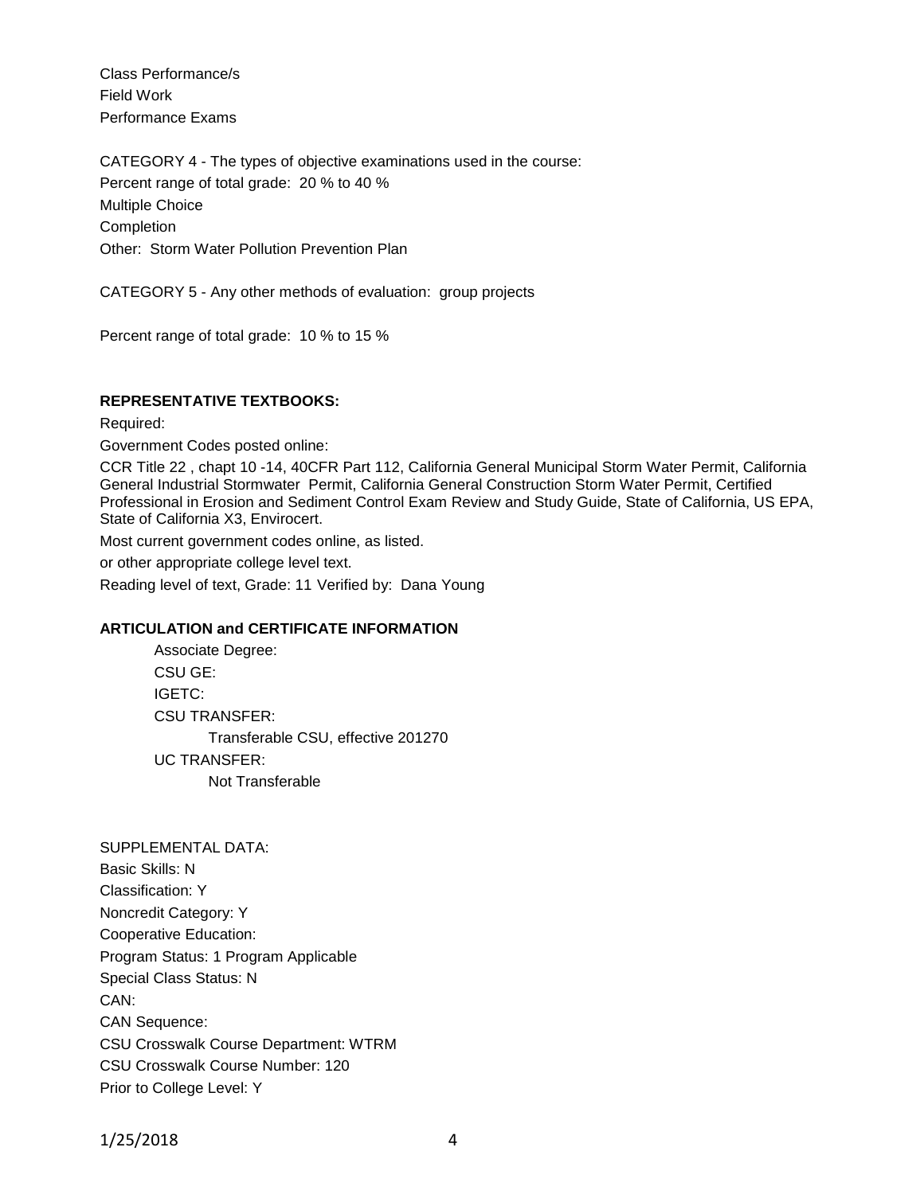Class Performance/s
Field Work
Performance Exams

CATEGORY 4 - The types of objective examinations used in the course:
Percent range of total grade: 20 % to 40 %
Multiple Choice
Completion
Other: Storm Water Pollution Prevention Plan

CATEGORY 5 - Any other methods of evaluation: group projects

Percent range of total grade: 10 % to 15 %

**REPRESENTATIVE TEXTBOOKS:**

Required:

Government Codes posted online:

CCR Title 22 , chapt 10 -14, 40CFR Part 112, California General Municipal Storm Water Permit, California General Industrial Stormwater Permit, California General Construction Storm Water Permit, Certified Professional in Erosion and Sediment Control Exam Review and Study Guide, State of California, US EPA, State of California X3, Envirocert.

Most current government codes online, as listed.

or other appropriate college level text.

Reading level of text, Grade: 11 Verified by: Dana Young

**ARTICULATION and CERTIFICATE INFORMATION**

Associate Degree:
CSU GE:
IGETC:
CSU TRANSFER:
Transferable CSU, effective 201270
UC TRANSFER:
Not Transferable

SUPPLEMENTAL DATA:
Basic Skills: N
Classification: Y
Noncredit Category: Y
Cooperative Education:
Program Status: 1 Program Applicable
Special Class Status: N
CAN:
CAN Sequence:
CSU Crosswalk Course Department: WTRM
CSU Crosswalk Course Number: 120
Prior to College Level: Y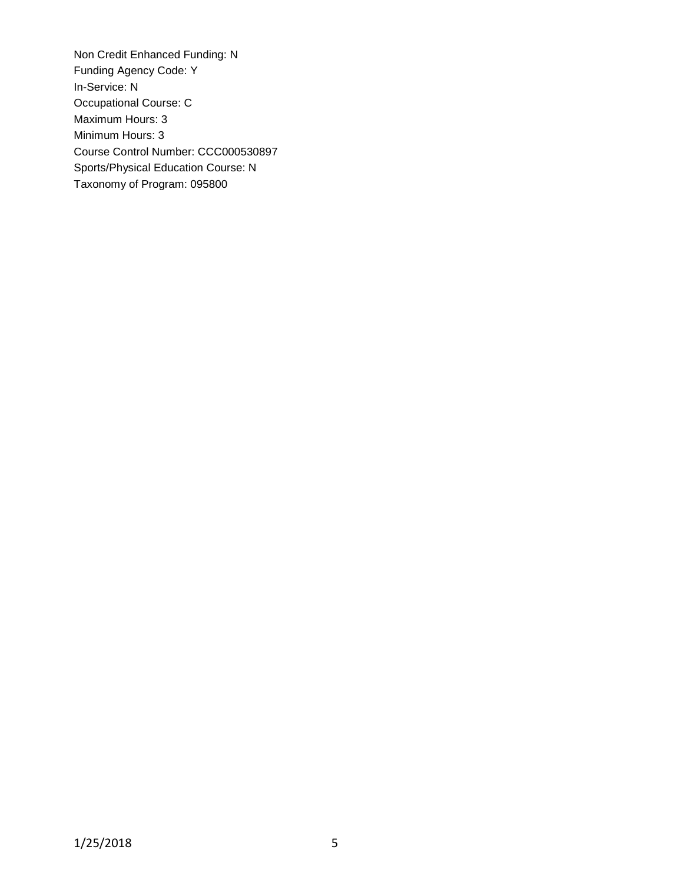Non Credit Enhanced Funding: N
Funding Agency Code: Y
In-Service: N
Occupational Course: C
Maximum Hours: 3
Minimum Hours: 3
Course Control Number: CCC000530897
Sports/Physical Education Course: N
Taxonomy of Program: 095800